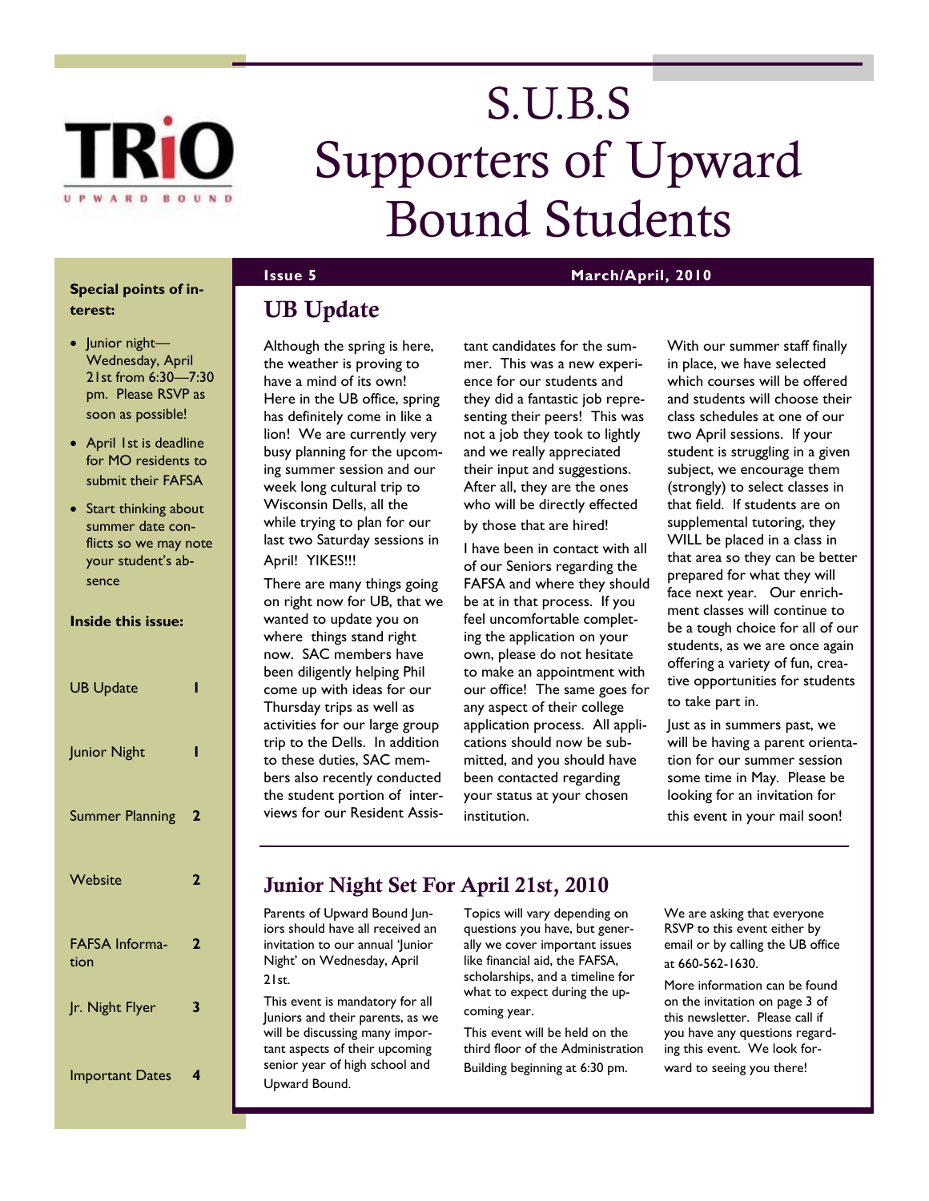TRiO
UPWARD BOUND

# S.U.B.S Supporters of Upward Bound Students

**Issue 5** **March/April, 2010**

**Special points of interest:**

- Junior night—Wednesday, April 21st from 6:30—7:30 pm. Please RSVP as soon as possible!
- April 1st is deadline for MO residents to submit their FAFSA
- Start thinking about summer date conflicts so we may note your student's absence

**Inside this issue:**

| | |
|---|---|
| UB Update | 1 |
| Junior Night | 1 |
| Summer Planning | 2 |
| Website | 2 |
| FAFSA Information | 2 |
| Jr. Night Flyer | 3 |
| Important Dates | 4 |

## UB Update

Although the spring is here, the weather is proving to have a mind of its own! Here in the UB office, spring has definitely come in like a lion! We are currently very busy planning for the upcoming summer session and our week long cultural trip to Wisconsin Dells, all the while trying to plan for our last two Saturday sessions in April! YIKES!!!

There are many things going on right now for UB, that we wanted to update you on where things stand right now. SAC members have been diligently helping Phil come up with ideas for our Thursday trips as well as activities for our large group trip to the Dells. In addition to these duties, SAC members also recently conducted the student portion of interviews for our Resident Assistant candidates for the summer. This was a new experience for our students and they did a fantastic job representing their peers! This was not a job they took to lightly and we really appreciated their input and suggestions. After all, they are the ones who will be directly effected by those that are hired!

I have been in contact with all of our Seniors regarding the FAFSA and where they should be at in that process. If you feel uncomfortable completing the application on your own, please do not hesitate to make an appointment with our office! The same goes for any aspect of their college application process. All applications should now be submitted, and you should have been contacted regarding your status at your chosen institution.

With our summer staff finally in place, we have selected which courses will be offered and students will choose their class schedules at one of our two April sessions. If your student is struggling in a given subject, we encourage them (strongly) to select classes in that field. If students are on supplemental tutoring, they WILL be placed in a class in that area so they can be better prepared for what they will face next year. Our enrichment classes will continue to be a tough choice for all of our students, as we are once again offering a variety of fun, creative opportunities for students to take part in.

Just as in summers past, we will be having a parent orientation for our summer session some time in May. Please be looking for an invitation for this event in your mail soon!

## Junior Night Set For April 21st, 2010

Parents of Upward Bound Juniors should have all received an invitation to our annual 'Junior Night' on Wednesday, April 21st.

This event is mandatory for all Juniors and their parents, as we will be discussing many important aspects of their upcoming senior year of high school and Upward Bound.

Topics will vary depending on questions you have, but generally we cover important issues like financial aid, the FAFSA, scholarships, and a timeline for what to expect during the upcoming year.

This event will be held on the third floor of the Administration Building beginning at 6:30 pm.

We are asking that everyone RSVP to this event either by email or by calling the UB office at 660-562-1630.

More information can be found on the invitation on page 3 of this newsletter. Please call if you have any questions regarding this event. We look forward to seeing you there!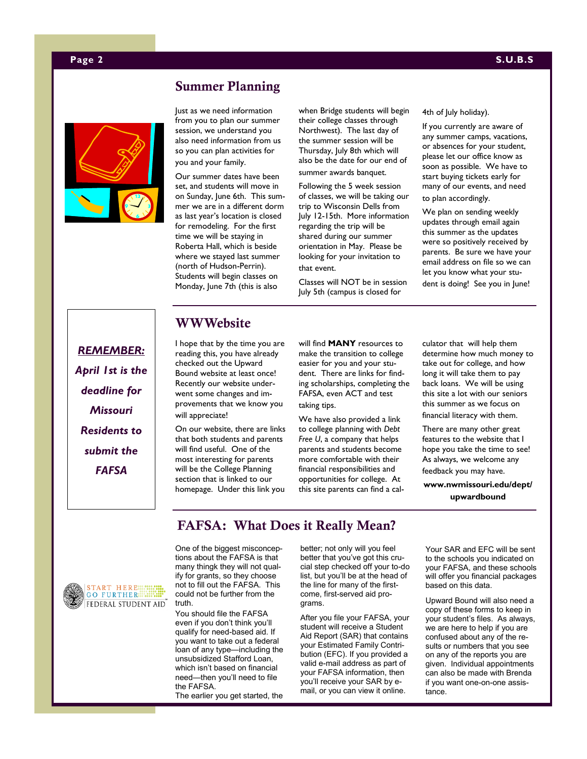## Summer Planning

Just as we need information from you to plan our summer session, we understand you also need information from us so you can plan activities for you and your family.

Our summer dates have been set, and students will move in on Sunday, June 6th. This summer we are in a different dorm as last year's location is closed for remodeling. For the first time we will be staying in Roberta Hall, which is beside where we stayed last summer (north of Hudson-Perrin). Students will begin classes on Monday, June 7th (this is also when Bridge students will begin their college classes through Northwest). The last day of the summer session will be Thursday, July 8th which will also be the date for our end of summer awards banquet.

Following the 5 week session of classes, we will be taking our trip to Wisconsin Dells from July 12-15th. More information regarding the trip will be shared during our summer orientation in May. Please be looking for your invitation to that event.

Classes will NOT be in session July 5th (campus is closed for 4th of July holiday).

If you currently are aware of any summer camps, vacations, or absences for your student, please let our office know as soon as possible. We have to start buying tickets early for many of our events, and need to plan accordingly.

We plan on sending weekly updates through email again this summer as the updates were so positively received by parents. Be sure we have your email address on file so we can let you know what your student is doing! See you in June!

***<u>REMEMBER:</u> April 1st is the deadline for Missouri Residents to submit the FAFSA***

## WWWebsite

I hope that by the time you are reading this, you have already checked out the Upward Bound website at least once! Recently our website underwent some changes and improvements that we know you will appreciate!

On our website, there are links that both students and parents will find useful. One of the most interesting for parents will be the College Planning section that is linked to our homepage. Under this link you will find **MANY** resources to make the transition to college easier for you and your student. There are links for finding scholarships, completing the FAFSA, even ACT and test taking tips.

We have also provided a link to college planning with *Debt Free U*, a company that helps parents and students become more comfortable with their financial responsibilities and opportunities for college. At this site parents can find a calculator that will help them determine how much money to take out for college, and how long it will take them to pay back loans. We will be using this site a lot with our seniors this summer as we focus on financial literacy with them.

There are many other great features to the website that I hope you take the time to see! As always, we welcome any feedback you may have.

**www.nwmissouri.edu/dept/upwardbound**

## FAFSA: What Does it Really Mean?

START HERE GO FURTHER FEDERAL STUDENT AID

One of the biggest misconceptions about the FAFSA is that many thingk they will not qualify for grants, so they choose not to fill out the FAFSA. This could not be further from the truth.

You should file the FAFSA even if you don't think you'll qualify for need-based aid. If you want to take out a federal loan of any type—including the unsubsidized Stafford Loan, which isn't based on financial need—then you'll need to file the FAFSA.

The earlier you get started, the better; not only will you feel better that you've got this crucial step checked off your to-do list, but you'll be at the head of the line for many of the first-come, first-served aid programs.

After you file your FAFSA, your student will receive a Student Aid Report (SAR) that contains your Estimated Family Contribution (EFC). If you provided a valid e-mail address as part of your FAFSA information, then you'll receive your SAR by e-mail, or you can view it online.

Your SAR and EFC will be sent to the schools you indicated on your FAFSA, and these schools will offer you financial packages based on this data.

Upward Bound will also need a copy of these forms to keep in your student's files. As always, we are here to help if you are confused about any of the results or numbers that you see on any of the reports you are given. Individual appointments can also be made with Brenda if you want one-on-one assistance.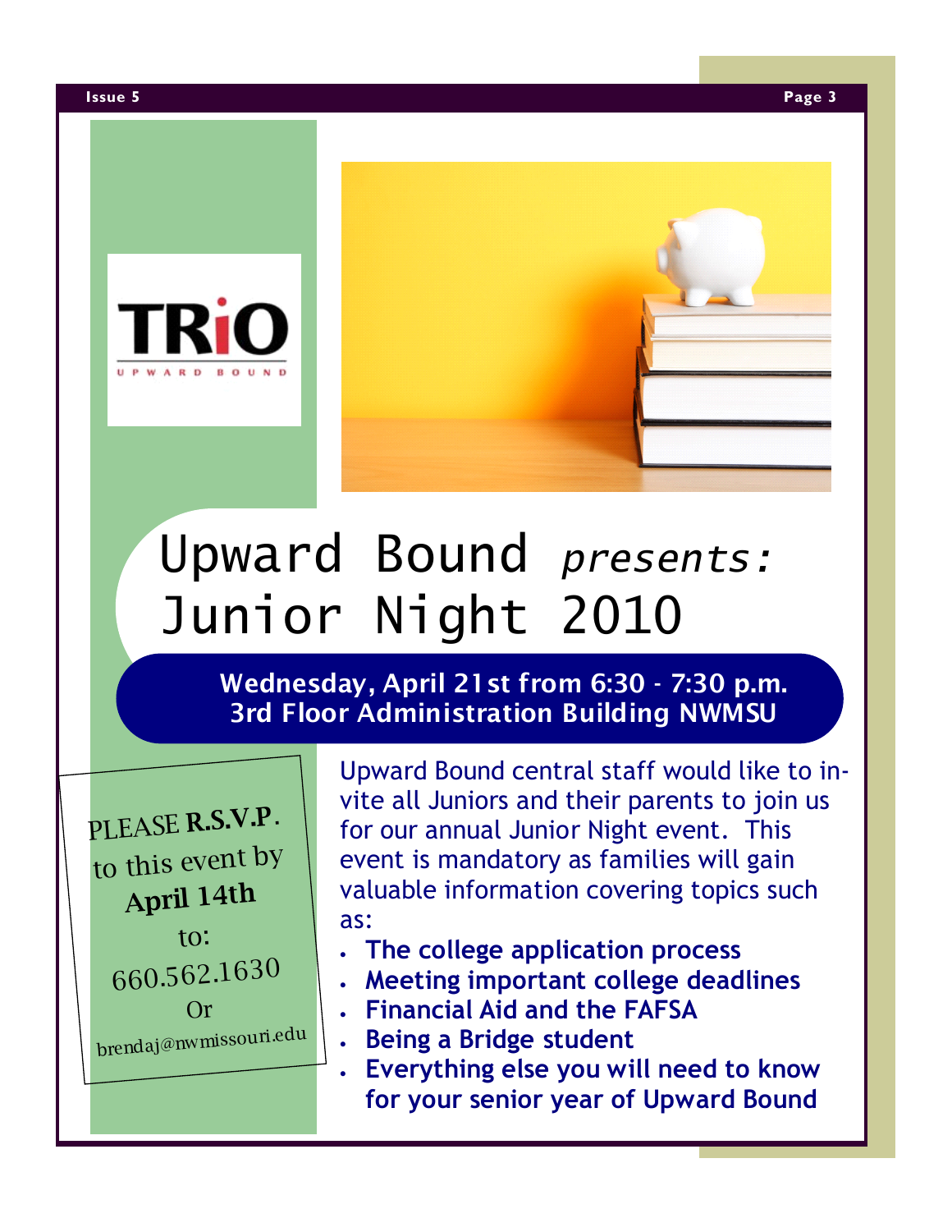# Upward Bound *presents:* Junior Night 2010

**Wednesday, April 21st from 6:30 - 7:30 p.m.**
**3rd Floor Administration Building NWMSU**

PLEASE **R.S.V.P.** to this event by **April 14th** to:
660.562.1630
Or
brendaj@nwmissouri.edu

Upward Bound central staff would like to invite all Juniors and their parents to join us for our annual Junior Night event. This event is mandatory as families will gain valuable information covering topics such as:

- **The college application process**
- **Meeting important college deadlines**
- **Financial Aid and the FAFSA**
- **Being a Bridge student**
- **Everything else you will need to know for your senior year of Upward Bound**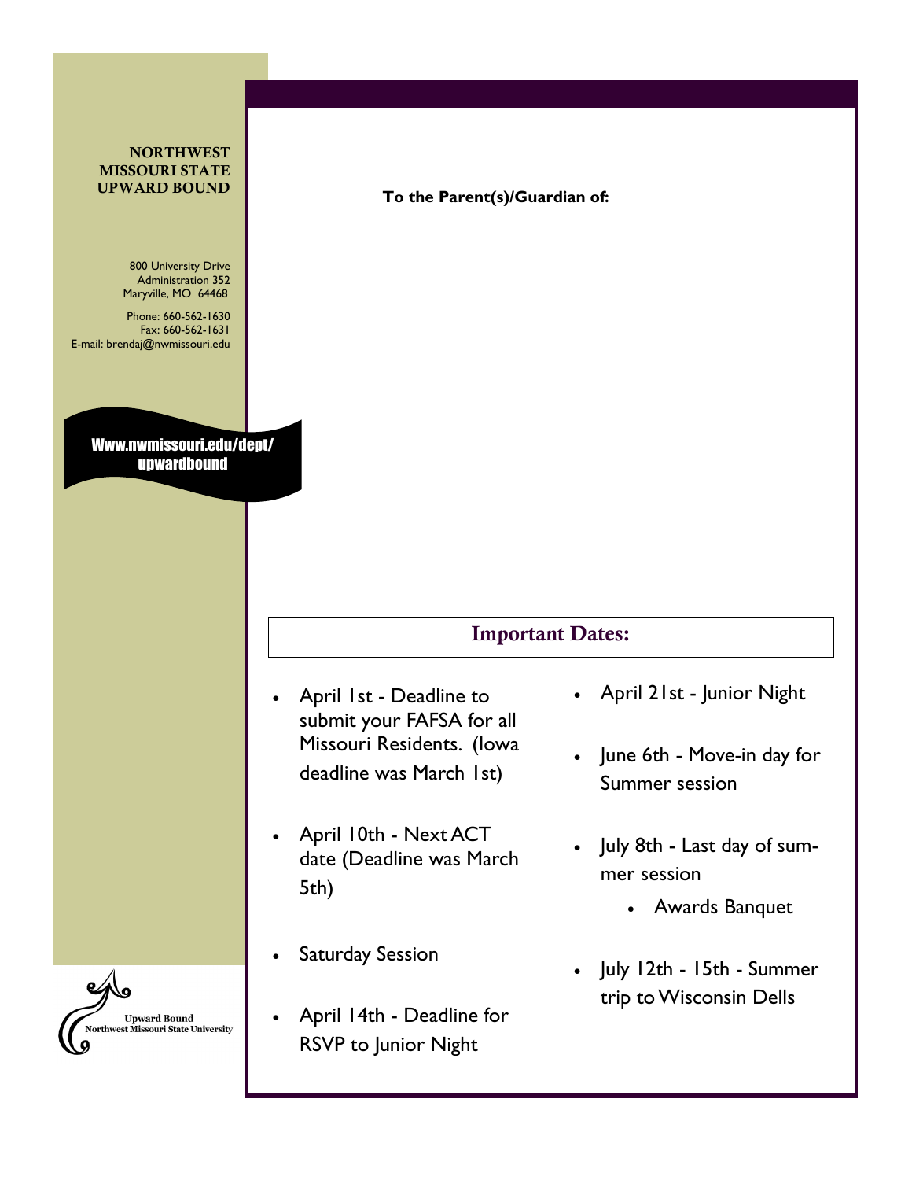**NORTHWEST MISSOURI STATE UPWARD BOUND**

800 University Drive
Administration 352
Maryville, MO 64468

Phone: 660-562-1630
Fax: 660-562-1631
E-mail: brendaj@nwmissouri.edu

Www.nwmissouri.edu/dept/upwardbound

Upward Bound
Northwest Missouri State University

**To the Parent(s)/Guardian of:**

## Important Dates:

- April 1st - Deadline to submit your FAFSA for all Missouri Residents. (Iowa deadline was March 1st)
- April 10th - Next ACT date (Deadline was March 5th)
- Saturday Session
- April 14th - Deadline for RSVP to Junior Night
- April 21st - Junior Night
- June 6th - Move-in day for Summer session
- July 8th - Last day of summer session
    - Awards Banquet
- July 12th - 15th - Summer trip to Wisconsin Dells